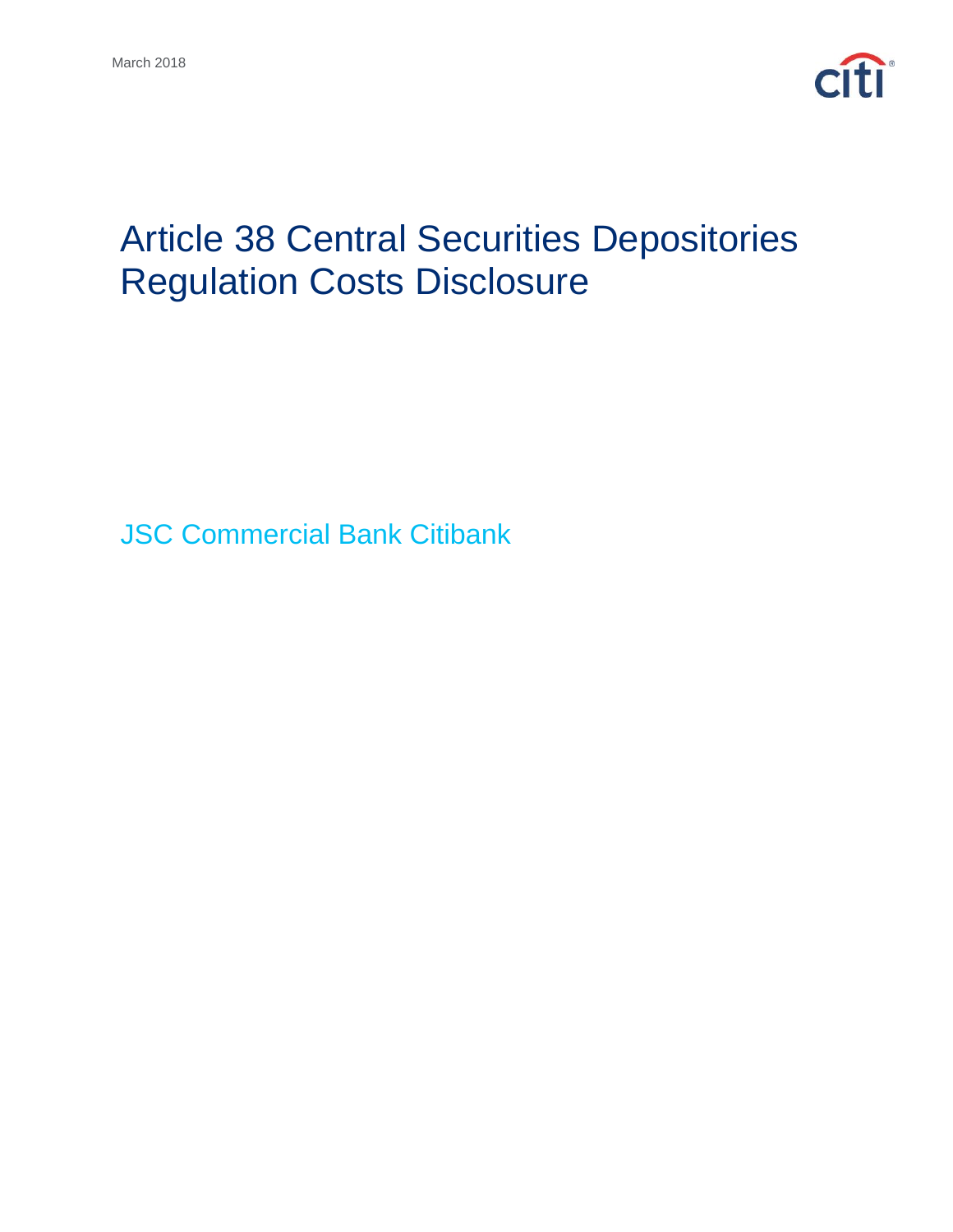March 2018

# Article 38 Central Securities Depositories Regulation Costs Disclosure

## JSC Commercial Bank Citibank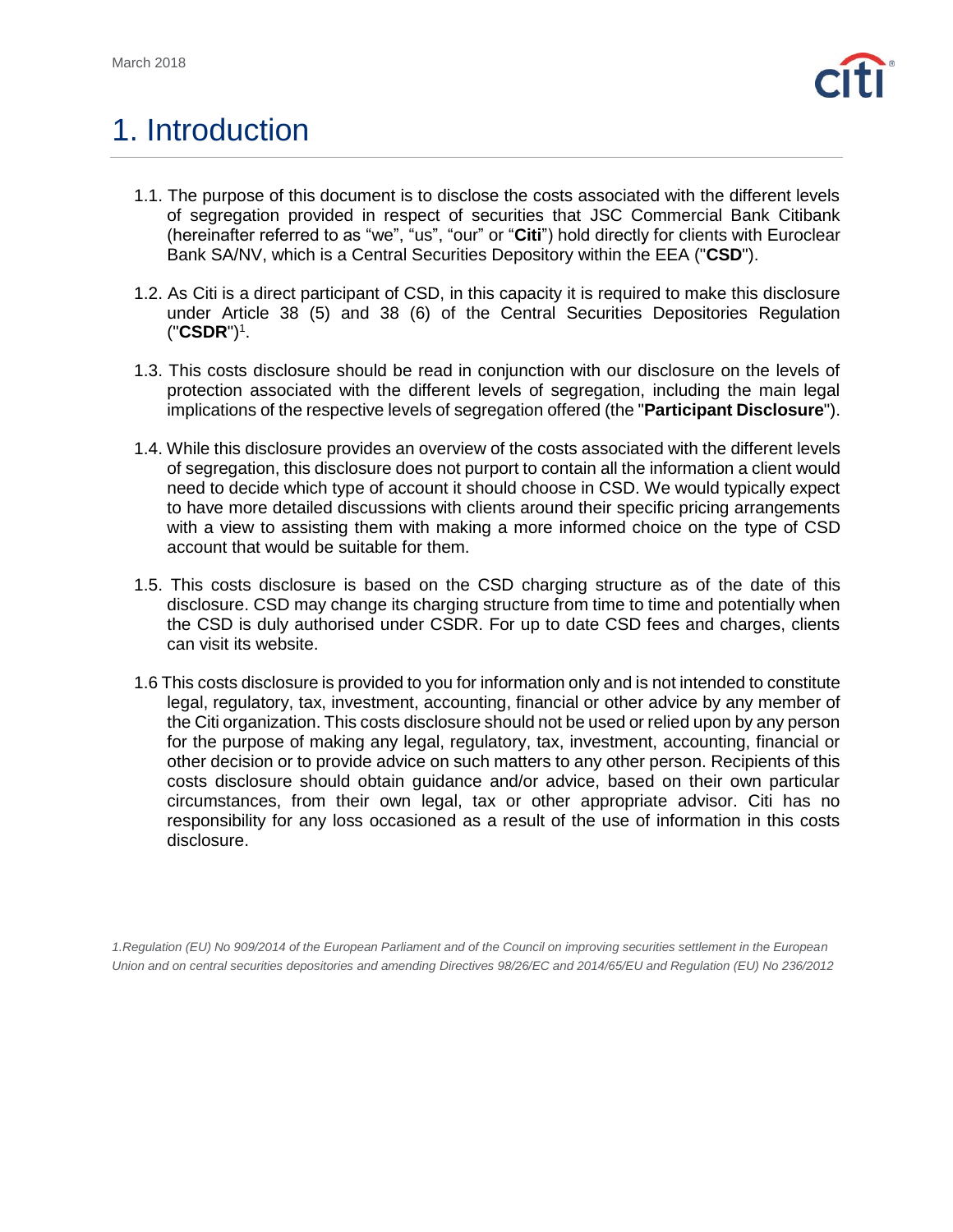# 1. Introduction

1.1. The purpose of this document is to disclose the costs associated with the different levels of segregation provided in respect of securities that JSC Commercial Bank Citibank (hereinafter referred to as "we", "us", "our" or "**Citi**") hold directly for clients with Euroclear Bank SA/NV, which is a Central Securities Depository within the EEA ("**CSD**").

1.2. As Citi is a direct participant of CSD, in this capacity it is required to make this disclosure under Article 38 (5) and 38 (6) of the Central Securities Depositories Regulation ("**CSDR**")[1].

1.3. This costs disclosure should be read in conjunction with our disclosure on the levels of protection associated with the different levels of segregation, including the main legal implications of the respective levels of segregation offered (the "**Participant Disclosure**").

1.4. While this disclosure provides an overview of the costs associated with the different levels of segregation, this disclosure does not purport to contain all the information a client would need to decide which type of account it should choose in CSD. We would typically expect to have more detailed discussions with clients around their specific pricing arrangements with a view to assisting them with making a more informed choice on the type of CSD account that would be suitable for them.

1.5. This costs disclosure is based on the CSD charging structure as of the date of this disclosure. CSD may change its charging structure from time to time and potentially when the CSD is duly authorised under CSDR. For up to date CSD fees and charges, clients can visit its website.

1.6 This costs disclosure is provided to you for information only and is not intended to constitute legal, regulatory, tax, investment, accounting, financial or other advice by any member of the Citi organization. This costs disclosure should not be used or relied upon by any person for the purpose of making any legal, regulatory, tax, investment, accounting, financial or other decision or to provide advice on such matters to any other person. Recipients of this costs disclosure should obtain guidance and/or advice, based on their own particular circumstances, from their own legal, tax or other appropriate advisor. Citi has no responsibility for any loss occasioned as a result of the use of information in this costs disclosure.

*1.Regulation (EU) No 909/2014 of the European Parliament and of the Council on improving securities settlement in the European Union and on central securities depositories and amending Directives 98/26/EC and 2014/65/EU and Regulation (EU) No 236/2012*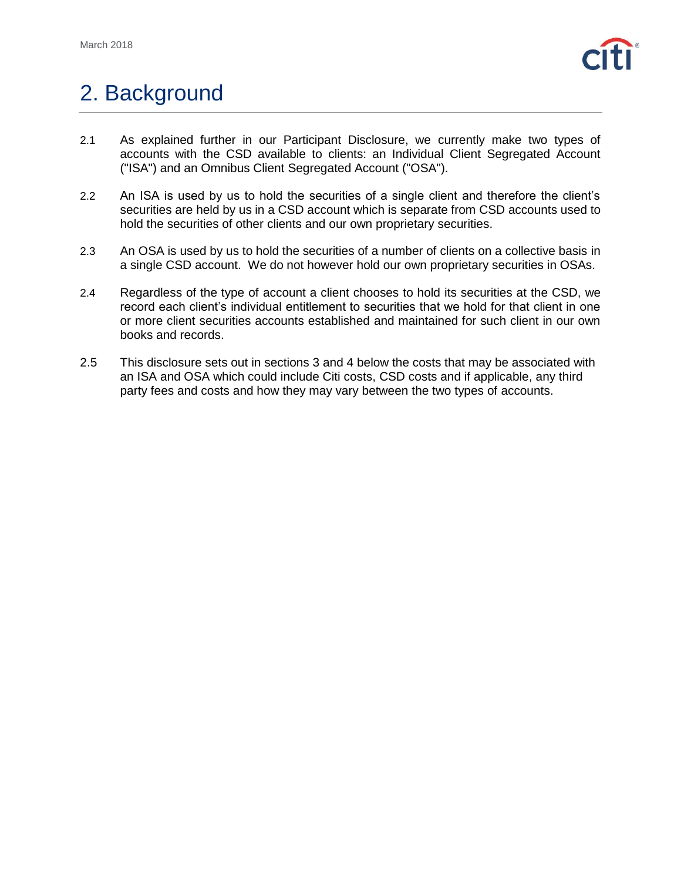# 2. Background

2.1 As explained further in our Participant Disclosure, we currently make two types of accounts with the CSD available to clients: an Individual Client Segregated Account ("ISA") and an Omnibus Client Segregated Account ("OSA").

2.2 An ISA is used by us to hold the securities of a single client and therefore the client's securities are held by us in a CSD account which is separate from CSD accounts used to hold the securities of other clients and our own proprietary securities.

2.3 An OSA is used by us to hold the securities of a number of clients on a collective basis in a single CSD account. We do not however hold our own proprietary securities in OSAs.

2.4 Regardless of the type of account a client chooses to hold its securities at the CSD, we record each client's individual entitlement to securities that we hold for that client in one or more client securities accounts established and maintained for such client in our own books and records.

2.5 This disclosure sets out in sections 3 and 4 below the costs that may be associated with an ISA and OSA which could include Citi costs, CSD costs and if applicable, any third party fees and costs and how they may vary between the two types of accounts.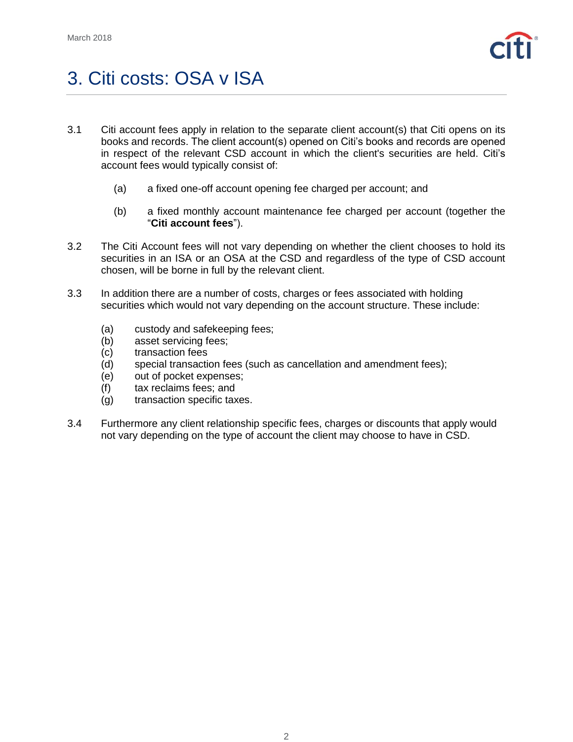# 3. Citi costs: OSA v ISA

3.1 Citi account fees apply in relation to the separate client account(s) that Citi opens on its books and records. The client account(s) opened on Citi's books and records are opened in respect of the relevant CSD account in which the client's securities are held. Citi's account fees would typically consist of:

(a) a fixed one-off account opening fee charged per account; and

(b) a fixed monthly account maintenance fee charged per account (together the "**Citi account fees**").

3.2 The Citi Account fees will not vary depending on whether the client chooses to hold its securities in an ISA or an OSA at the CSD and regardless of the type of CSD account chosen, will be borne in full by the relevant client.

3.3 In addition there are a number of costs, charges or fees associated with holding securities which would not vary depending on the account structure. These include:

(a) custody and safekeeping fees;
(b) asset servicing fees;
(c) transaction fees
(d) special transaction fees (such as cancellation and amendment fees);
(e) out of pocket expenses;
(f) tax reclaims fees; and
(g) transaction specific taxes.

3.4 Furthermore any client relationship specific fees, charges or discounts that apply would not vary depending on the type of account the client may choose to have in CSD.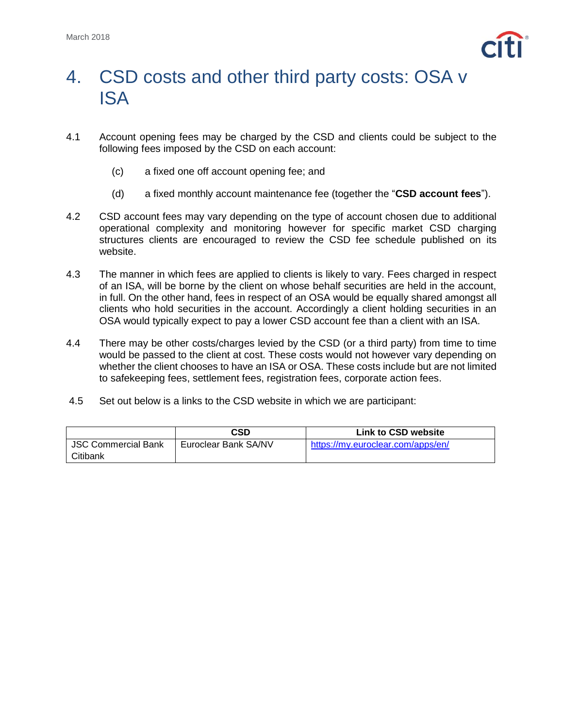# 4. CSD costs and other third party costs: OSA v ISA

4.1 Account opening fees may be charged by the CSD and clients could be subject to the following fees imposed by the CSD on each account:

(c) a fixed one off account opening fee; and

(d) a fixed monthly account maintenance fee (together the "**CSD account fees**").

4.2 CSD account fees may vary depending on the type of account chosen due to additional operational complexity and monitoring however for specific market CSD charging structures clients are encouraged to review the CSD fee schedule published on its website.

4.3 The manner in which fees are applied to clients is likely to vary. Fees charged in respect of an ISA, will be borne by the client on whose behalf securities are held in the account, in full. On the other hand, fees in respect of an OSA would be equally shared amongst all clients who hold securities in the account. Accordingly a client holding securities in an OSA would typically expect to pay a lower CSD account fee than a client with an ISA.

4.4 There may be other costs/charges levied by the CSD (or a third party) from time to time would be passed to the client at cost. These costs would not however vary depending on whether the client chooses to have an ISA or OSA. These costs include but are not limited to safekeeping fees, settlement fees, registration fees, corporate action fees.

4.5 Set out below is a links to the CSD website in which we are participant:

| | CSD | Link to CSD website |
|---|---|---|
| JSC Commercial Bank Citibank | Euroclear Bank SA/NV | https://my.euroclear.com/apps/en/ |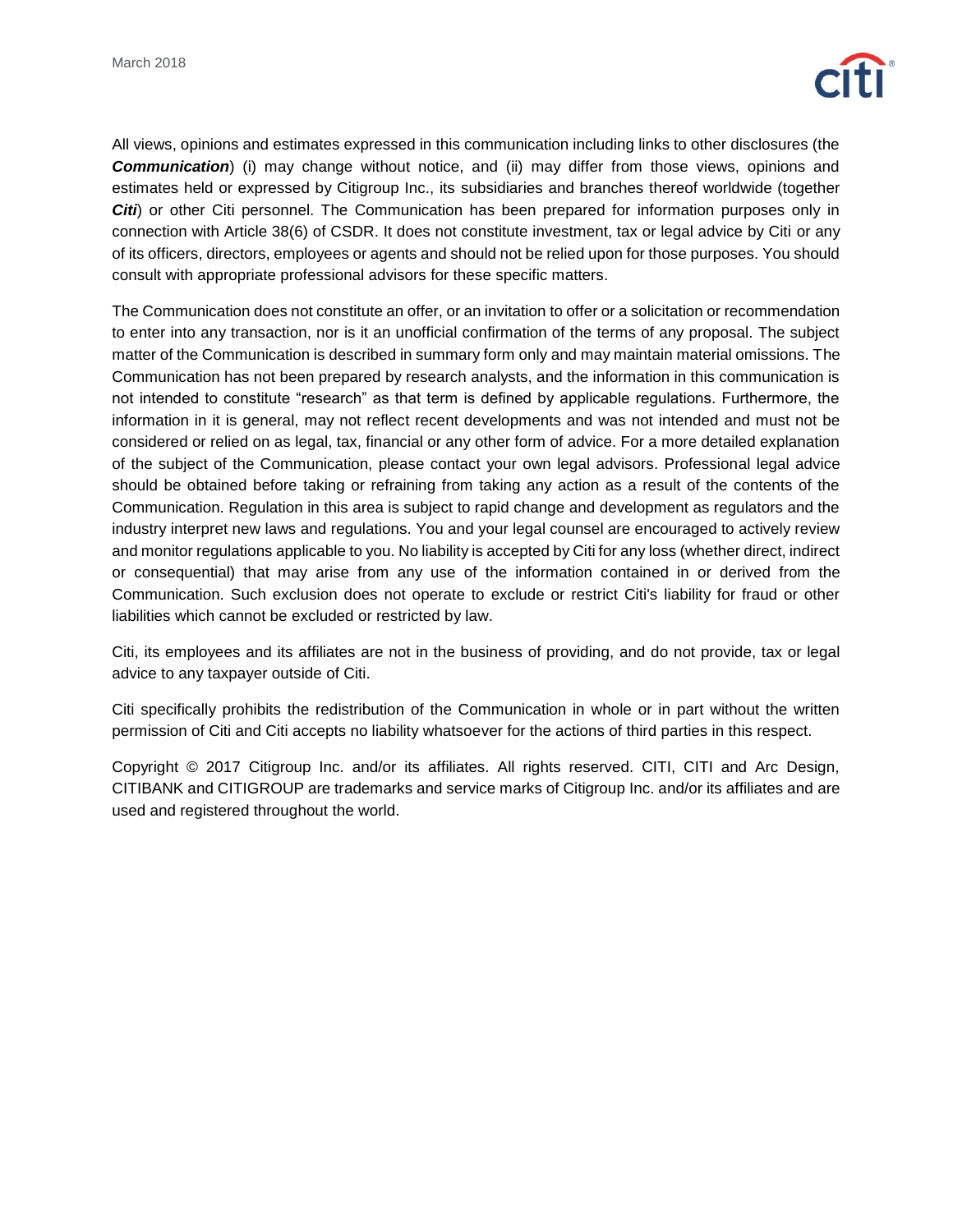All views, opinions and estimates expressed in this communication including links to other disclosures (the ***Communication***) (i) may change without notice, and (ii) may differ from those views, opinions and estimates held or expressed by Citigroup Inc., its subsidiaries and branches thereof worldwide (together ***Citi***) or other Citi personnel. The Communication has been prepared for information purposes only in connection with Article 38(6) of CSDR. It does not constitute investment, tax or legal advice by Citi or any of its officers, directors, employees or agents and should not be relied upon for those purposes. You should consult with appropriate professional advisors for these specific matters.

The Communication does not constitute an offer, or an invitation to offer or a solicitation or recommendation to enter into any transaction, nor is it an unofficial confirmation of the terms of any proposal. The subject matter of the Communication is described in summary form only and may maintain material omissions. The Communication has not been prepared by research analysts, and the information in this communication is not intended to constitute "research" as that term is defined by applicable regulations. Furthermore, the information in it is general, may not reflect recent developments and was not intended and must not be considered or relied on as legal, tax, financial or any other form of advice. For a more detailed explanation of the subject of the Communication, please contact your own legal advisors. Professional legal advice should be obtained before taking or refraining from taking any action as a result of the contents of the Communication. Regulation in this area is subject to rapid change and development as regulators and the industry interpret new laws and regulations. You and your legal counsel are encouraged to actively review and monitor regulations applicable to you. No liability is accepted by Citi for any loss (whether direct, indirect or consequential) that may arise from any use of the information contained in or derived from the Communication. Such exclusion does not operate to exclude or restrict Citi's liability for fraud or other liabilities which cannot be excluded or restricted by law.

Citi, its employees and its affiliates are not in the business of providing, and do not provide, tax or legal advice to any taxpayer outside of Citi.

Citi specifically prohibits the redistribution of the Communication in whole or in part without the written permission of Citi and Citi accepts no liability whatsoever for the actions of third parties in this respect.

Copyright © 2017 Citigroup Inc. and/or its affiliates. All rights reserved. CITI, CITI and Arc Design, CITIBANK and CITIGROUP are trademarks and service marks of Citigroup Inc. and/or its affiliates and are used and registered throughout the world.